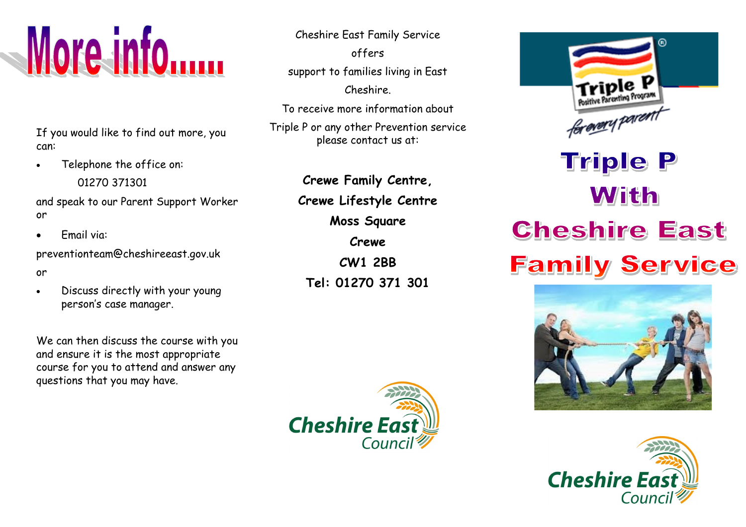# More info......

If you would like to find out more, you can:

- Telephone the office on:

  01270 371301

and speak to our Parent Support Worker or

- Email via:

preventionteam@cheshireeast.gov.uk

or

- Discuss directly with your young person's case manager.

We can then discuss the course with you and ensure it is the most appropriate course for you to attend and answer any questions that you may have.

Cheshire East Family Service offers support to families living in East Cheshire.

To receive more information about Triple P or any other Prevention service please contact us at:

**Crewe Family Centre,**
**Crewe Lifestyle Centre**
**Moss Square**
**Crewe**
**CW1 2BB**
**Tel: 01270 371 301**

Cheshire East Council

Triple P®
Positive Parenting Program
for every parent

# Triple P With Cheshire East Family Service

Cheshire East Council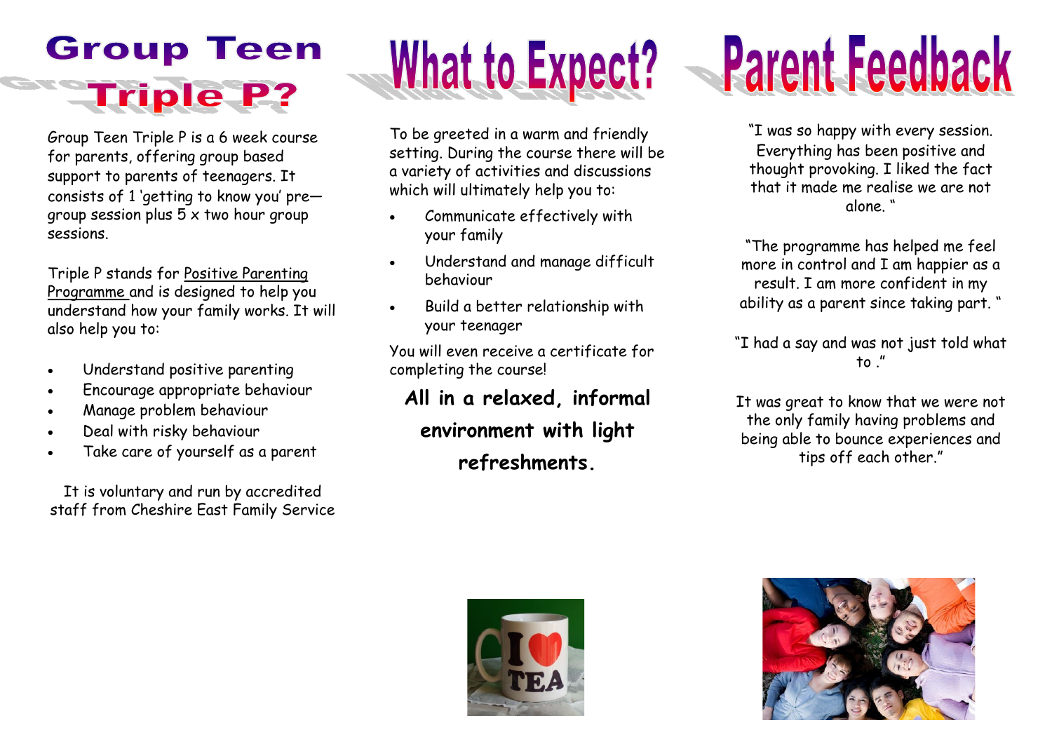# Group Teen Triple P?

Group Teen Triple P is a 6 week course for parents, offering group based support to parents of teenagers. It consists of 1 'getting to know you' pre—group session plus 5 x two hour group sessions.

Triple P stands for Positive Parenting Programme and is designed to help you understand how your family works. It will also help you to:

- Understand positive parenting
- Encourage appropriate behaviour
- Manage problem behaviour
- Deal with risky behaviour
- Take care of yourself as a parent

It is voluntary and run by accredited staff from Cheshire East Family Service

# What to Expect?

To be greeted in a warm and friendly setting. During the course there will be a variety of activities and discussions which will ultimately help you to:

- Communicate effectively with your family
- Understand and manage difficult behaviour
- Build a better relationship with your teenager

You will even receive a certificate for completing the course!

**All in a relaxed, informal environment with light refreshments.**

# Parent Feedback

"I was so happy with every session. Everything has been positive and thought provoking. I liked the fact that it made me realise we are not alone. "

"The programme has helped me feel more in control and I am happier as a result. I am more confident in my ability as a parent since taking part. "

"I had a say and was not just told what to ."

It was great to know that we were not the only family having problems and being able to bounce experiences and tips off each other."